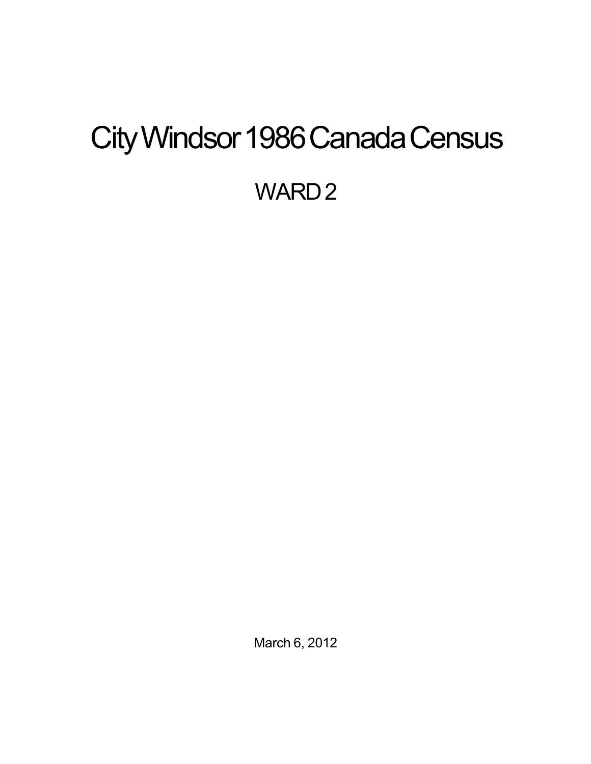# City Windsor 1986 Canada Census

## WARD 2

March 6, 2012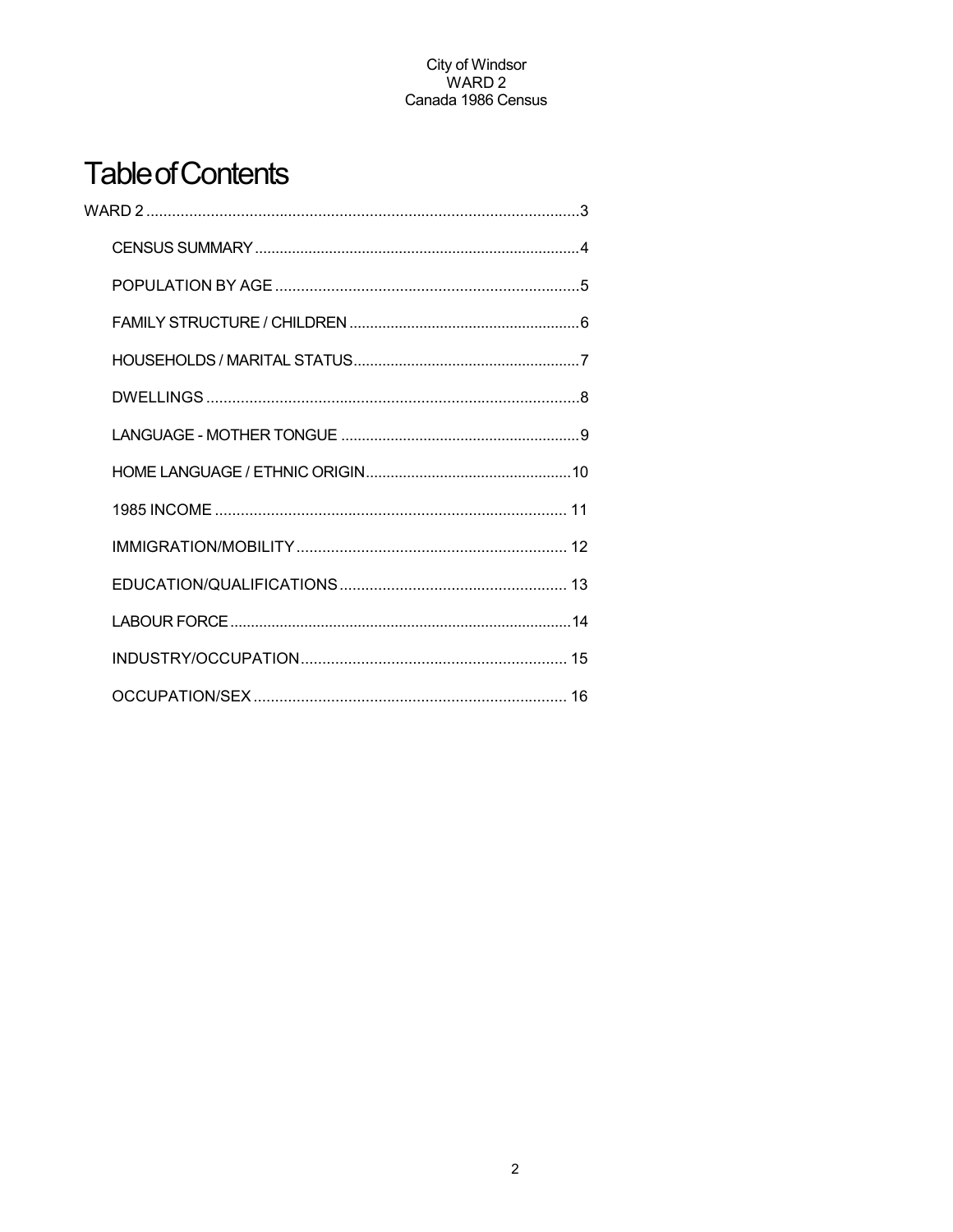# Table of Contents

WARD 2 .......... 3

- CENSUS SUMMARY .......... 4
- POPULATION BY AGE .......... 5
- FAMILY STRUCTURE / CHILDREN .......... 6
- HOUSEHOLDS / MARITAL STATUS .......... 7
- DWELLINGS .......... 8
- LANGUAGE - MOTHER TONGUE .......... 9
- HOME LANGUAGE / ETHNIC ORIGIN .......... 10
- 1985 INCOME .......... 11
- IMMIGRATION/MOBILITY .......... 12
- EDUCATION/QUALIFICATIONS .......... 13
- LABOUR FORCE .......... 14
- INDUSTRY/OCCUPATION .......... 15
- OCCUPATION/SEX .......... 16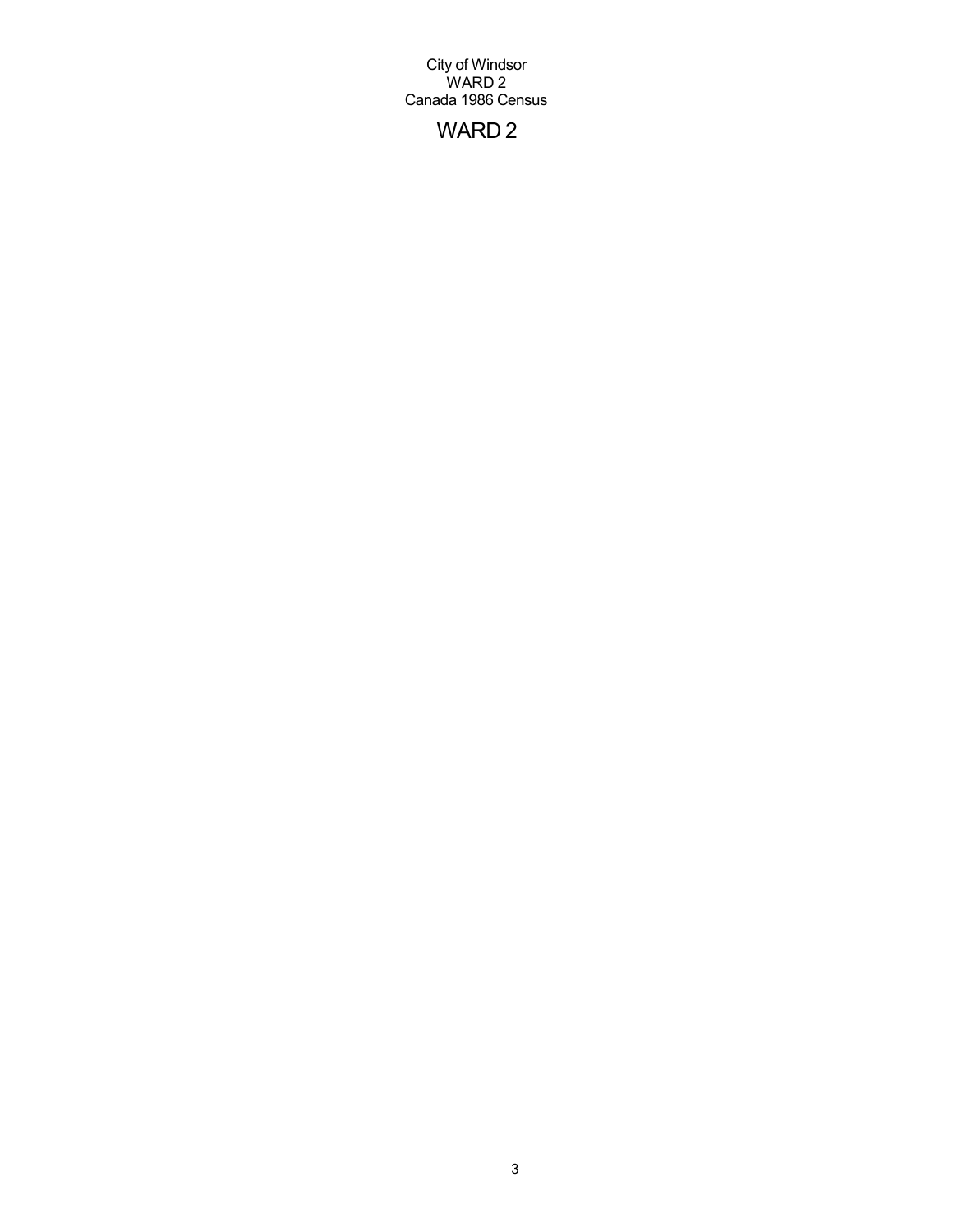City of Windsor
WARD 2
Canada 1986 Census

# WARD 2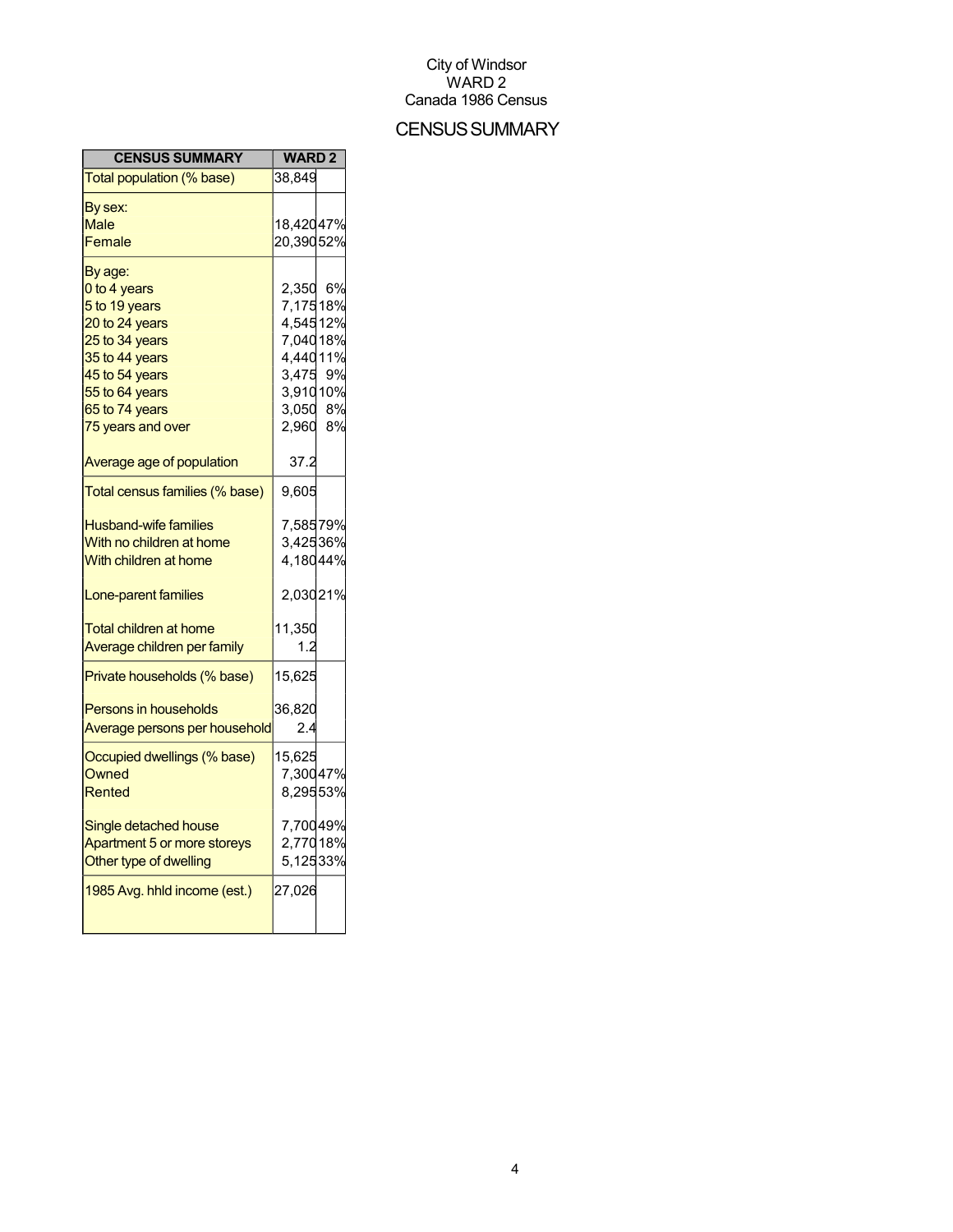City of Windsor
WARD 2
Canada 1986 Census

# CENSUS SUMMARY

| CENSUS SUMMARY | WARD 2 | |
|---|---|---|
| Total population (% base) | 38,849 | |
| By sex: | | |
| Male | 18,420 | 47% |
| Female | 20,390 | 52% |
| By age: | | |
| 0 to 4 years | 2,350 | 6% |
| 5 to 19 years | 7,175 | 18% |
| 20 to 24 years | 4,545 | 12% |
| 25 to 34 years | 7,040 | 18% |
| 35 to 44 years | 4,440 | 11% |
| 45 to 54 years | 3,475 | 9% |
| 55 to 64 years | 3,910 | 10% |
| 65 to 74 years | 3,050 | 8% |
| 75 years and over | 2,960 | 8% |
| Average age of population | 37.2 | |
| Total census families (% base) | 9,605 | |
| Husband-wife families | 7,585 | 79% |
| With no children at home | 3,425 | 36% |
| With children at home | 4,180 | 44% |
| Lone-parent families | 2,030 | 21% |
| Total children at home | 11,350 | |
| Average children per family | 1.2 | |
| Private households (% base) | 15,625 | |
| Persons in households | 36,820 | |
| Average persons per household | 2.4 | |
| Occupied dwellings (% base) | 15,625 | |
| Owned | 7,300 | 47% |
| Rented | 8,295 | 53% |
| Single detached house | 7,700 | 49% |
| Apartment 5 or more storeys | 2,770 | 18% |
| Other type of dwelling | 5,125 | 33% |
| 1985 Avg. hhld income (est.) | 27,026 | |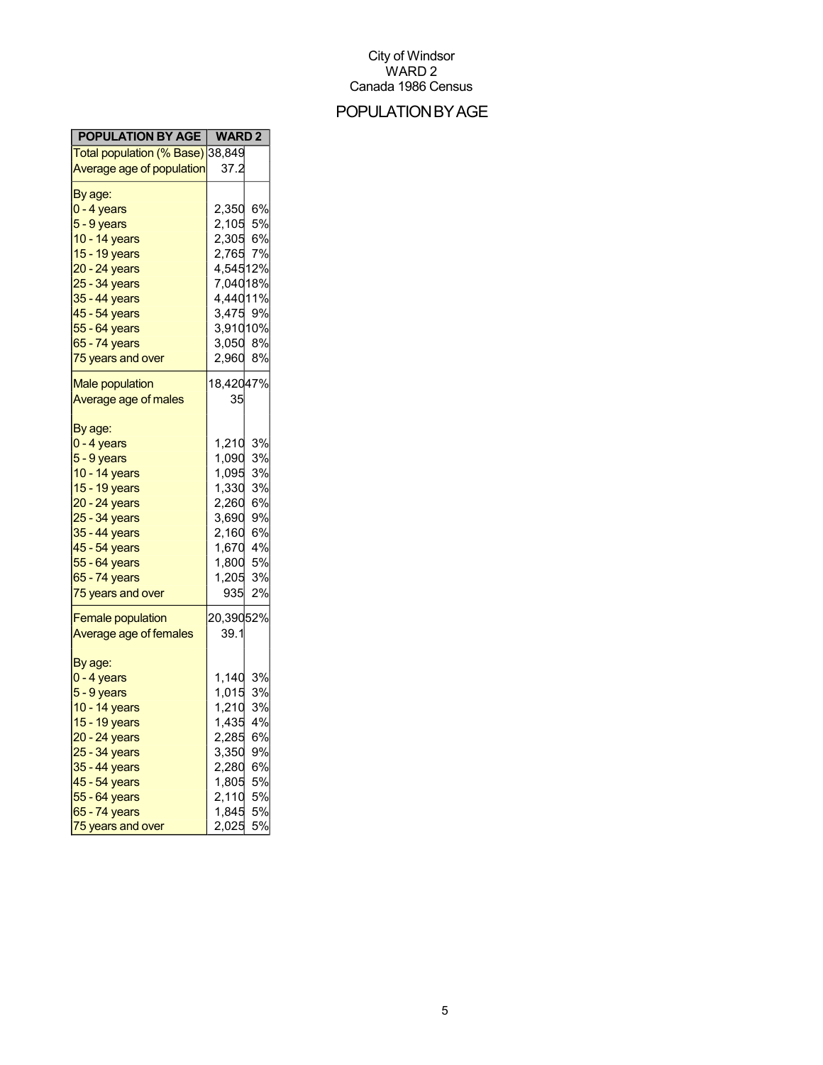City of Windsor
WARD 2
Canada 1986 Census

# POPULATION BY AGE

| POPULATION BY AGE | WARD 2 | |
|---|---|---|
| Total population (% Base) | 38,849 | |
| Average age of population | 37.2 | |
| By age: | | |
| 0 - 4 years | 2,350 | 6% |
| 5 - 9 years | 2,105 | 5% |
| 10 - 14 years | 2,305 | 6% |
| 15 - 19 years | 2,765 | 7% |
| 20 - 24 years | 4,545 | 12% |
| 25 - 34 years | 7,040 | 18% |
| 35 - 44 years | 4,440 | 11% |
| 45 - 54 years | 3,475 | 9% |
| 55 - 64 years | 3,910 | 10% |
| 65 - 74 years | 3,050 | 8% |
| 75 years and over | 2,960 | 8% |
| Male population | 18,420 | 47% |
| Average age of males | 35 | |
| By age: | | |
| 0 - 4 years | 1,210 | 3% |
| 5 - 9 years | 1,090 | 3% |
| 10 - 14 years | 1,095 | 3% |
| 15 - 19 years | 1,330 | 3% |
| 20 - 24 years | 2,260 | 6% |
| 25 - 34 years | 3,690 | 9% |
| 35 - 44 years | 2,160 | 6% |
| 45 - 54 years | 1,670 | 4% |
| 55 - 64 years | 1,800 | 5% |
| 65 - 74 years | 1,205 | 3% |
| 75 years and over | 935 | 2% |
| Female population | 20,390 | 52% |
| Average age of females | 39.1 | |
| By age: | | |
| 0 - 4 years | 1,140 | 3% |
| 5 - 9 years | 1,015 | 3% |
| 10 - 14 years | 1,210 | 3% |
| 15 - 19 years | 1,435 | 4% |
| 20 - 24 years | 2,285 | 6% |
| 25 - 34 years | 3,350 | 9% |
| 35 - 44 years | 2,280 | 6% |
| 45 - 54 years | 1,805 | 5% |
| 55 - 64 years | 2,110 | 5% |
| 65 - 74 years | 1,845 | 5% |
| 75 years and over | 2,025 | 5% |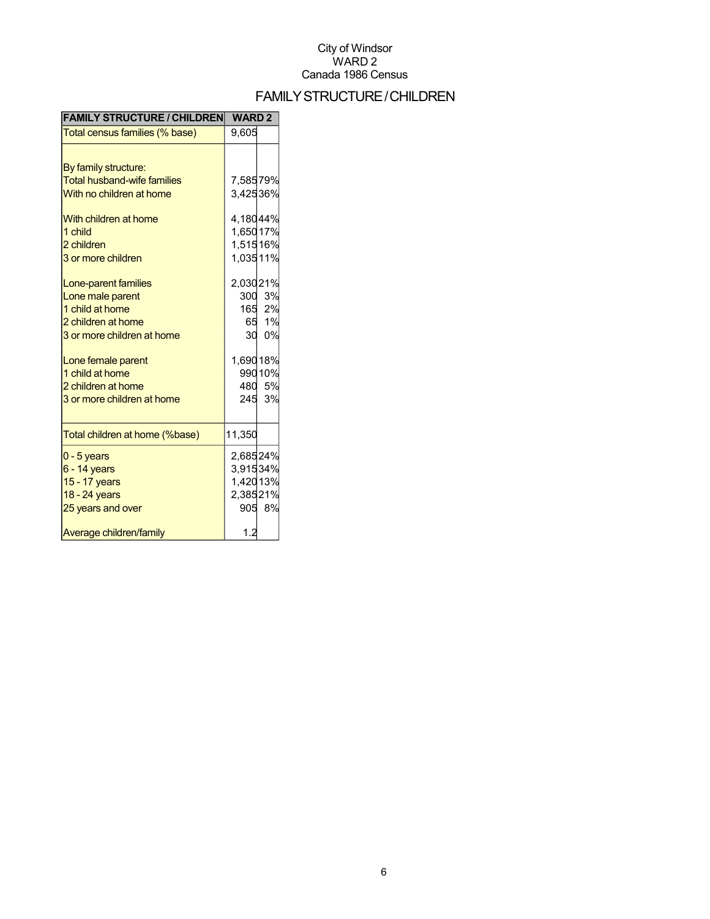City of Windsor
WARD 2
Canada 1986 Census

# FAMILY STRUCTURE / CHILDREN

| FAMILY STRUCTURE / CHILDREN | WARD 2 | |
|---|---|---|
| Total census families (% base) | 9,605 | |
| | | |
| By family structure: | | |
| Total husband-wife families | 7,585 | 79% |
| With no children at home | 3,425 | 36% |
| | | |
| With children at home | 4,180 | 44% |
| 1 child | 1,650 | 17% |
| 2 children | 1,515 | 16% |
| 3 or more children | 1,035 | 11% |
| | | |
| Lone-parent families | 2,030 | 21% |
| Lone male parent | 300 | 3% |
| 1 child at home | 165 | 2% |
| 2 children at home | 65 | 1% |
| 3 or more children at home | 30 | 0% |
| | | |
| Lone female parent | 1,690 | 18% |
| 1 child at home | 990 | 10% |
| 2 children at home | 480 | 5% |
| 3 or more children at home | 245 | 3% |
| | | |
| Total children at home (%base) | 11,350 | |
| 0 - 5 years | 2,685 | 24% |
| 6 - 14 years | 3,915 | 34% |
| 15 - 17 years | 1,420 | 13% |
| 18 - 24 years | 2,385 | 21% |
| 25 years and over | 905 | 8% |
| | | |
| Average children/family | 1.2 | |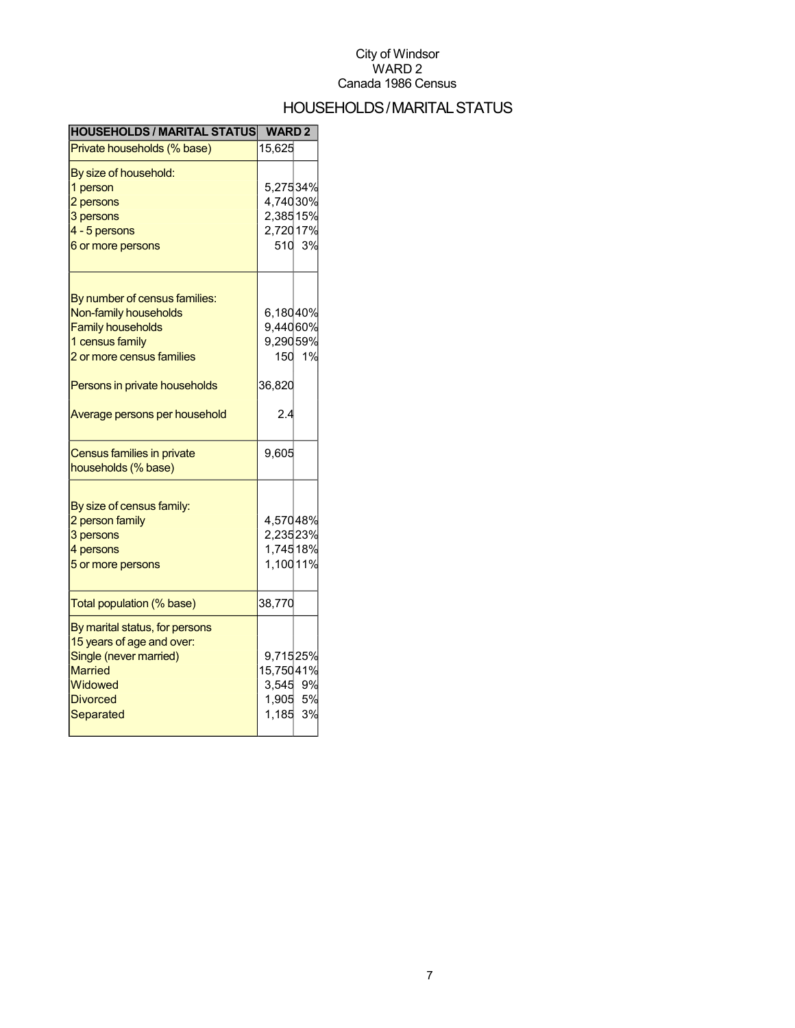City of Windsor
WARD 2
Canada 1986 Census

# HOUSEHOLDS / MARITAL STATUS

| HOUSEHOLDS / MARITAL STATUS | WARD 2 | |
|---|---|---|
| Private households (% base) | 15,625 | |
| By size of household: | | |
| 1 person | 5,275 | 34% |
| 2 persons | 4,740 | 30% |
| 3 persons | 2,385 | 15% |
| 4 - 5 persons | 2,720 | 17% |
| 6 or more persons | 510 | 3% |
| By number of census families: | | |
| Non-family households | 6,180 | 40% |
| Family households | 9,440 | 60% |
| 1 census family | 9,290 | 59% |
| 2 or more census families | 150 | 1% |
| Persons in private households | 36,820 | |
| Average persons per household | 2.4 | |
| Census families in private households (% base) | 9,605 | |
| By size of census family: | | |
| 2 person family | 4,570 | 48% |
| 3 persons | 2,235 | 23% |
| 4 persons | 1,745 | 18% |
| 5 or more persons | 1,100 | 11% |
| Total population (% base) | 38,770 | |
| By marital status, for persons 15 years of age and over: | | |
| Single (never married) | 9,715 | 25% |
| Married | 15,750 | 41% |
| Widowed | 3,545 | 9% |
| Divorced | 1,905 | 5% |
| Separated | 1,185 | 3% |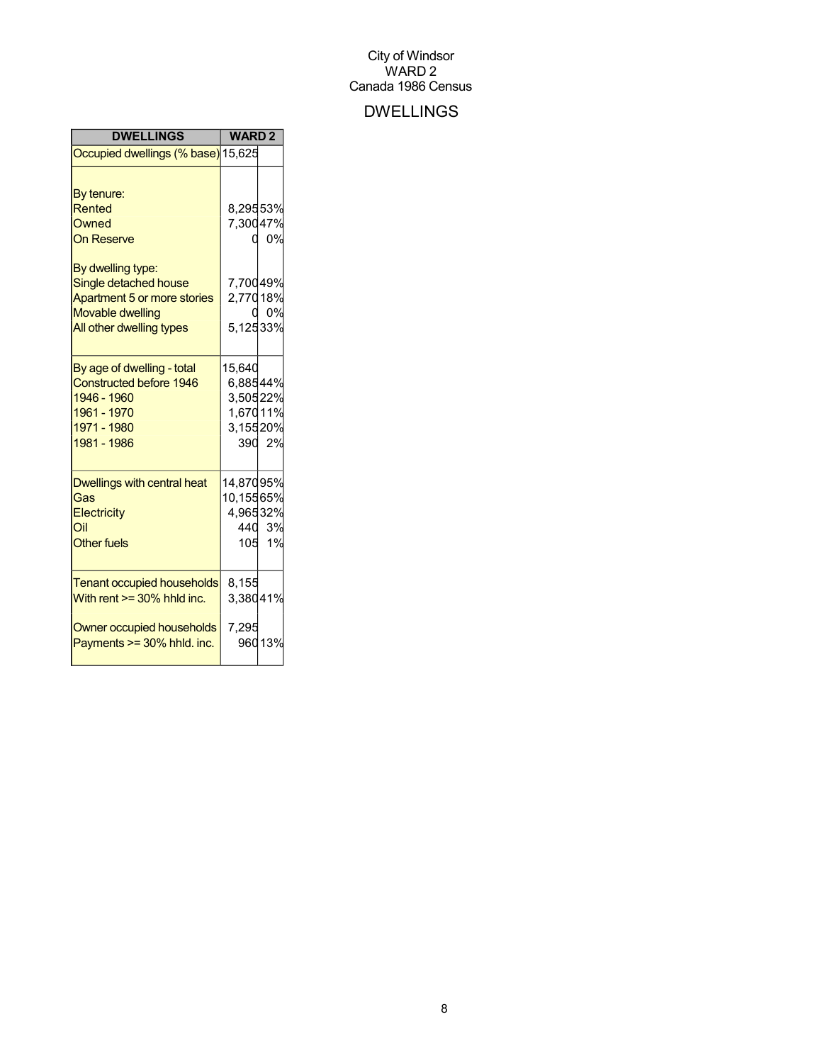City of Windsor
WARD 2
Canada 1986 Census

# DWELLINGS

| DWELLINGS | WARD 2 | |
|---|---|---|
| Occupied dwellings (% base) | 15,625 | |
| | | |
| By tenure: | | |
| Rented | 8,295 | 53% |
| Owned | 7,300 | 47% |
| On Reserve | 0 | 0% |
| | | |
| By dwelling type: | | |
| Single detached house | 7,700 | 49% |
| Apartment 5 or more stories | 2,770 | 18% |
| Movable dwelling | 0 | 0% |
| All other dwelling types | 5,125 | 33% |
| | | |
| By age of dwelling - total | 15,640 | |
| Constructed before 1946 | 6,885 | 44% |
| 1946 - 1960 | 3,505 | 22% |
| 1961 - 1970 | 1,670 | 11% |
| 1971 - 1980 | 3,155 | 20% |
| 1981 - 1986 | 390 | 2% |
| | | |
| Dwellings with central heat | 14,870 | 95% |
| Gas | 10,155 | 65% |
| Electricity | 4,965 | 32% |
| Oil | 440 | 3% |
| Other fuels | 105 | 1% |
| | | |
| Tenant occupied households | 8,155 | |
| With rent >= 30% hhld inc. | 3,380 | 41% |
| | | |
| Owner occupied households | 7,295 | |
| Payments >= 30% hhld. inc. | 960 | 13% |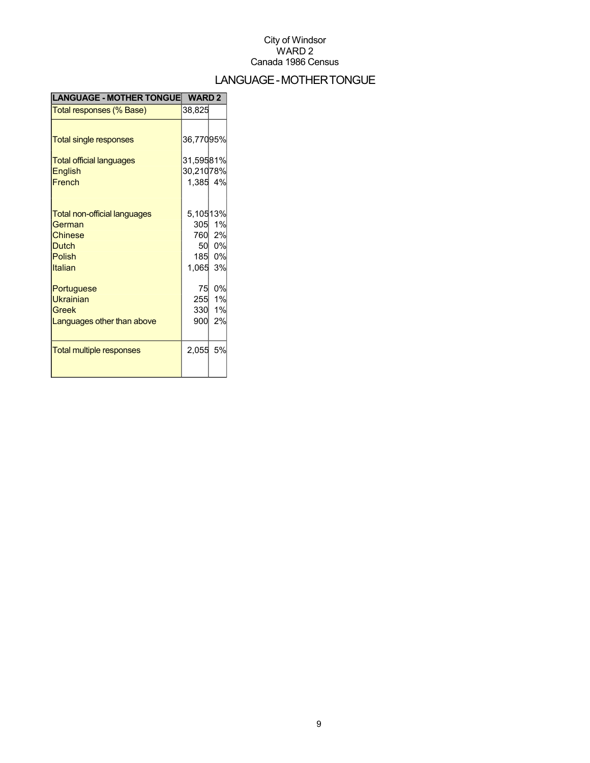City of Windsor
WARD 2
Canada 1986 Census

# LANGUAGE - MOTHER TONGUE

| LANGUAGE - MOTHER TONGUE | WARD 2 | |
|---|---|---|
| Total responses (% Base) | 38,825 | |
| Total single responses | 36,770 | 95% |
| Total official languages | 31,595 | 81% |
| English | 30,210 | 78% |
| French | 1,385 | 4% |
| Total non-official languages | 5,105 | 13% |
| German | 305 | 1% |
| Chinese | 760 | 2% |
| Dutch | 50 | 0% |
| Polish | 185 | 0% |
| Italian | 1,065 | 3% |
| Portuguese | 75 | 0% |
| Ukrainian | 255 | 1% |
| Greek | 330 | 1% |
| Languages other than above | 900 | 2% |
| Total multiple responses | 2,055 | 5% |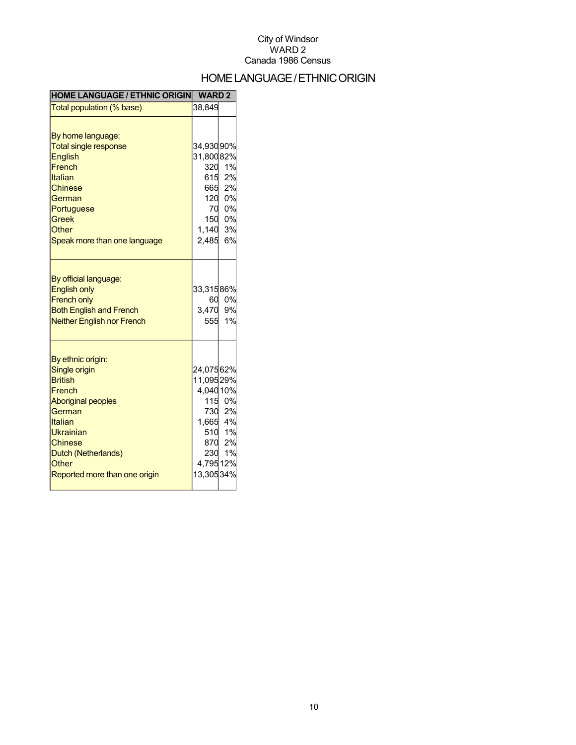City of Windsor
WARD 2
Canada 1986 Census

# HOME LANGUAGE / ETHNIC ORIGIN

| HOME LANGUAGE / ETHNIC ORIGIN | WARD 2 | |
|---|---|---|
| Total population (% base) | 38,849 | |
| | | |
| By home language: | | |
| Total single response | 34,930 | 90% |
| English | 31,800 | 82% |
| French | 320 | 1% |
| Italian | 615 | 2% |
| Chinese | 665 | 2% |
| German | 120 | 0% |
| Portuguese | 70 | 0% |
| Greek | 150 | 0% |
| Other | 1,140 | 3% |
| Speak more than one language | 2,485 | 6% |
| | | |
| By official language: | | |
| English only | 33,315 | 86% |
| French only | 60 | 0% |
| Both English and French | 3,470 | 9% |
| Neither English nor French | 555 | 1% |
| | | |
| By ethnic origin: | | |
| Single origin | 24,075 | 62% |
| British | 11,095 | 29% |
| French | 4,040 | 10% |
| Aboriginal peoples | 115 | 0% |
| German | 730 | 2% |
| Italian | 1,665 | 4% |
| Ukrainian | 510 | 1% |
| Chinese | 870 | 2% |
| Dutch (Netherlands) | 230 | 1% |
| Other | 4,795 | 12% |
| Reported more than one origin | 13,305 | 34% |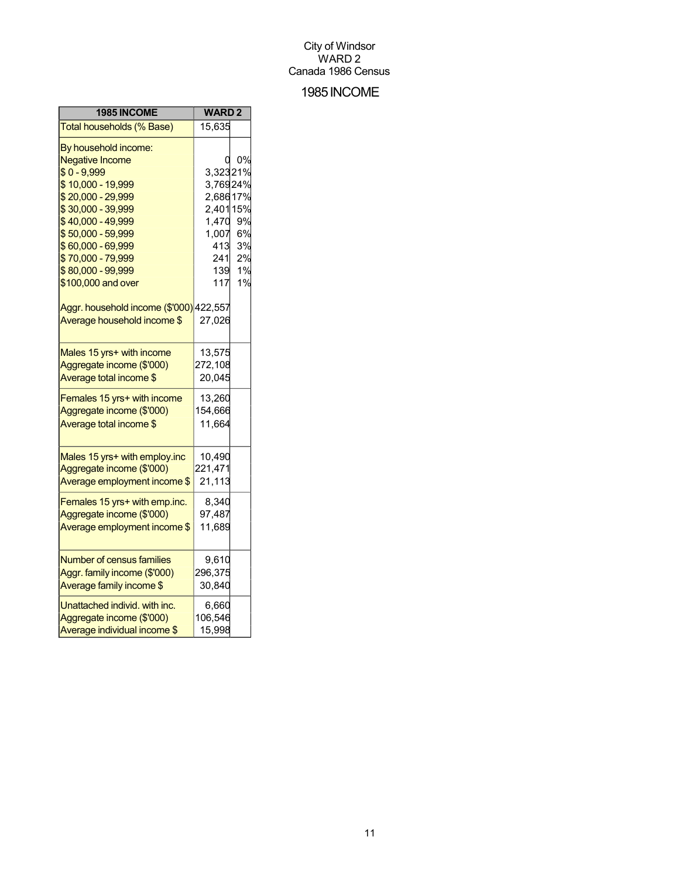City of Windsor
WARD 2
Canada 1986 Census

# 1985 INCOME

| 1985 INCOME | WARD 2 | |
|---|---|---|
| Total households (% Base) | 15,635 | |
| By household income: | | |
| Negative Income | 0 | 0% |
| $ 0 - 9,999 | 3,323 | 21% |
| $ 10,000 - 19,999 | 3,769 | 24% |
| $ 20,000 - 29,999 | 2,686 | 17% |
| $ 30,000 - 39,999 | 2,401 | 15% |
| $ 40,000 - 49,999 | 1,470 | 9% |
| $ 50,000 - 59,999 | 1,007 | 6% |
| $ 60,000 - 69,999 | 413 | 3% |
| $ 70,000 - 79,999 | 241 | 2% |
| $ 80,000 - 99,999 | 139 | 1% |
| $100,000 and over | 117 | 1% |
| Aggr. household income ($'000) | 422,557 | |
| Average household income $ | 27,026 | |
| Males 15 yrs+ with income | 13,575 | |
| Aggregate income ($'000) | 272,108 | |
| Average total income $ | 20,045 | |
| Females 15 yrs+ with income | 13,260 | |
| Aggregate income ($'000) | 154,666 | |
| Average total income $ | 11,664 | |
| Males 15 yrs+ with employ.inc | 10,490 | |
| Aggregate income ($'000) | 221,471 | |
| Average employment income $ | 21,113 | |
| Females 15 yrs+ with emp.inc. | 8,340 | |
| Aggregate income ($'000) | 97,487 | |
| Average employment income $ | 11,689 | |
| Number of census families | 9,610 | |
| Aggr. family income ($'000) | 296,375 | |
| Average family income $ | 30,840 | |
| Unattached individ. with inc. | 6,660 | |
| Aggregate income ($'000) | 106,546 | |
| Average individual income $ | 15,998 | |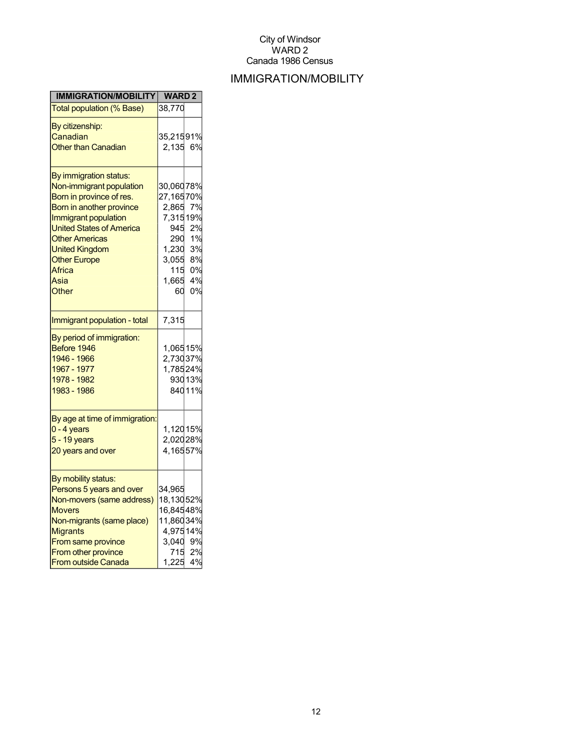City of Windsor
WARD 2
Canada 1986 Census

# IMMIGRATION/MOBILITY

| IMMIGRATION/MOBILITY | WARD 2 | |
|---|---|---|
| Total population (% Base) | 38,770 | |
| By citizenship: | | |
| Canadian | 35,215 | 91% |
| Other than Canadian | 2,135 | 6% |
| By immigration status: | | |
| Non-immigrant population | 30,060 | 78% |
| Born in province of res. | 27,165 | 70% |
| Born in another province | 2,865 | 7% |
| Immigrant population | 7,315 | 19% |
| United States of America | 945 | 2% |
| Other Americas | 290 | 1% |
| United Kingdom | 1,230 | 3% |
| Other Europe | 3,055 | 8% |
| Africa | 115 | 0% |
| Asia | 1,665 | 4% |
| Other | 60 | 0% |
| Immigrant population - total | 7,315 | |
| By period of immigration: | | |
| Before 1946 | 1,065 | 15% |
| 1946 - 1966 | 2,730 | 37% |
| 1967 - 1977 | 1,785 | 24% |
| 1978 - 1982 | 930 | 13% |
| 1983 - 1986 | 840 | 11% |
| By age at time of immigration: | | |
| 0 - 4 years | 1,120 | 15% |
| 5 - 19 years | 2,020 | 28% |
| 20 years and over | 4,165 | 57% |
| By mobility status: | | |
| Persons 5 years and over | 34,965 | |
| Non-movers (same address) | 18,130 | 52% |
| Movers | 16,845 | 48% |
| Non-migrants (same place) | 11,860 | 34% |
| Migrants | 4,975 | 14% |
| From same province | 3,040 | 9% |
| From other province | 715 | 2% |
| From outside Canada | 1,225 | 4% |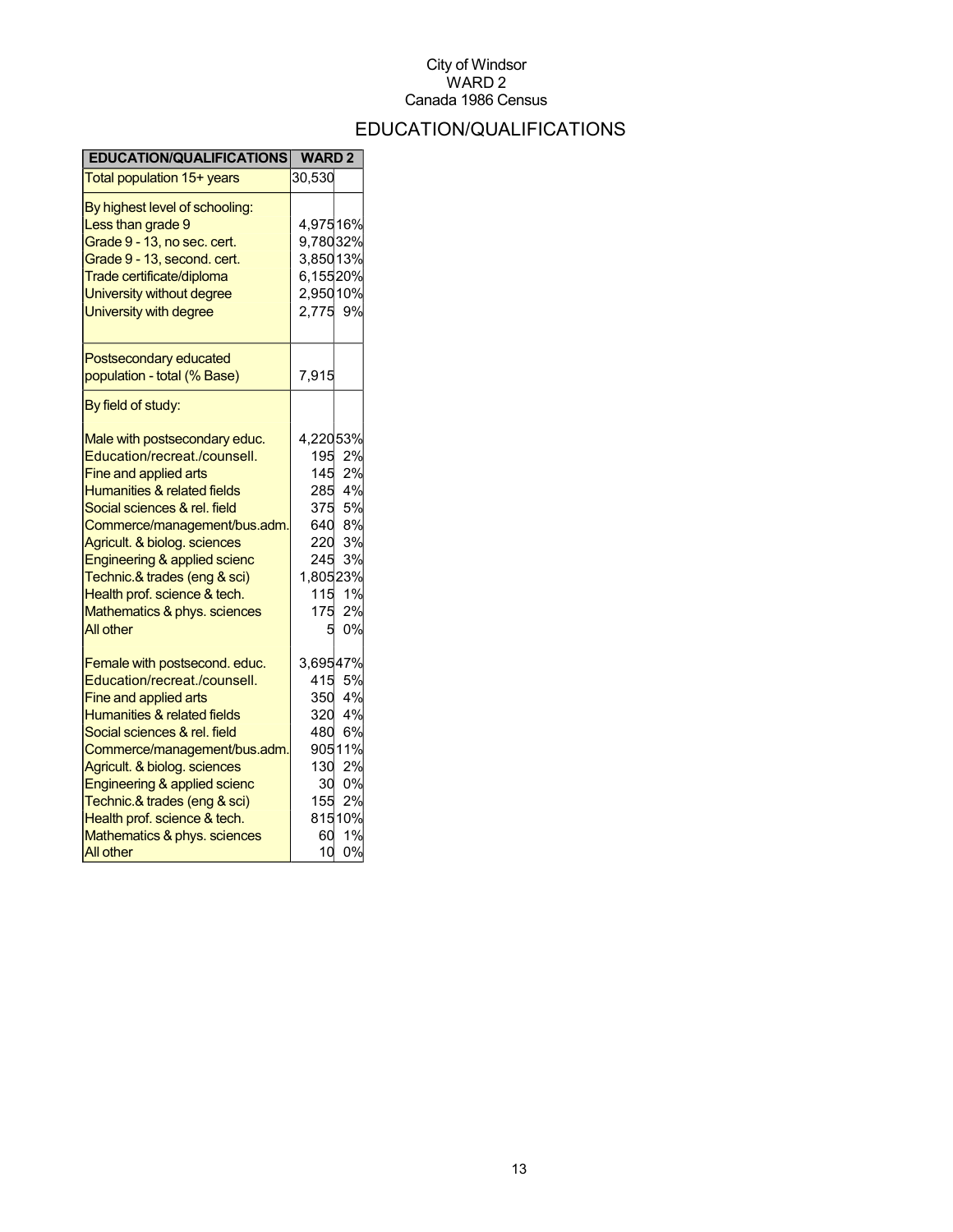City of Windsor
WARD 2
Canada 1986 Census

# EDUCATION/QUALIFICATIONS

| EDUCATION/QUALIFICATIONS | WARD 2 | |
|---|---|---|
| Total population 15+ years | 30,530 | |
| By highest level of schooling: | | |
| Less than grade 9 | 4,975 | 16% |
| Grade 9 - 13, no sec. cert. | 9,780 | 32% |
| Grade 9 - 13, second. cert. | 3,850 | 13% |
| Trade certificate/diploma | 6,155 | 20% |
| University without degree | 2,950 | 10% |
| University with degree | 2,775 | 9% |
| Postsecondary educated population - total (% Base) | 7,915 | |
| By field of study: | | |
| Male with postsecondary educ. | 4,220 | 53% |
| Education/recreat./counsell. | 195 | 2% |
| Fine and applied arts | 145 | 2% |
| Humanities & related fields | 285 | 4% |
| Social sciences & rel. field | 375 | 5% |
| Commerce/management/bus.adm. | 640 | 8% |
| Agricult. & biolog. sciences | 220 | 3% |
| Engineering & applied scienc | 245 | 3% |
| Technic.& trades (eng & sci) | 1,805 | 23% |
| Health prof. science & tech. | 115 | 1% |
| Mathematics & phys. sciences | 175 | 2% |
| All other | 5 | 0% |
| Female with postsecond. educ. | 3,695 | 47% |
| Education/recreat./counsell. | 415 | 5% |
| Fine and applied arts | 350 | 4% |
| Humanities & related fields | 320 | 4% |
| Social sciences & rel. field | 480 | 6% |
| Commerce/management/bus.adm. | 905 | 11% |
| Agricult. & biolog. sciences | 130 | 2% |
| Engineering & applied scienc | 30 | 0% |
| Technic.& trades (eng & sci) | 155 | 2% |
| Health prof. science & tech. | 815 | 10% |
| Mathematics & phys. sciences | 60 | 1% |
| All other | 10 | 0% |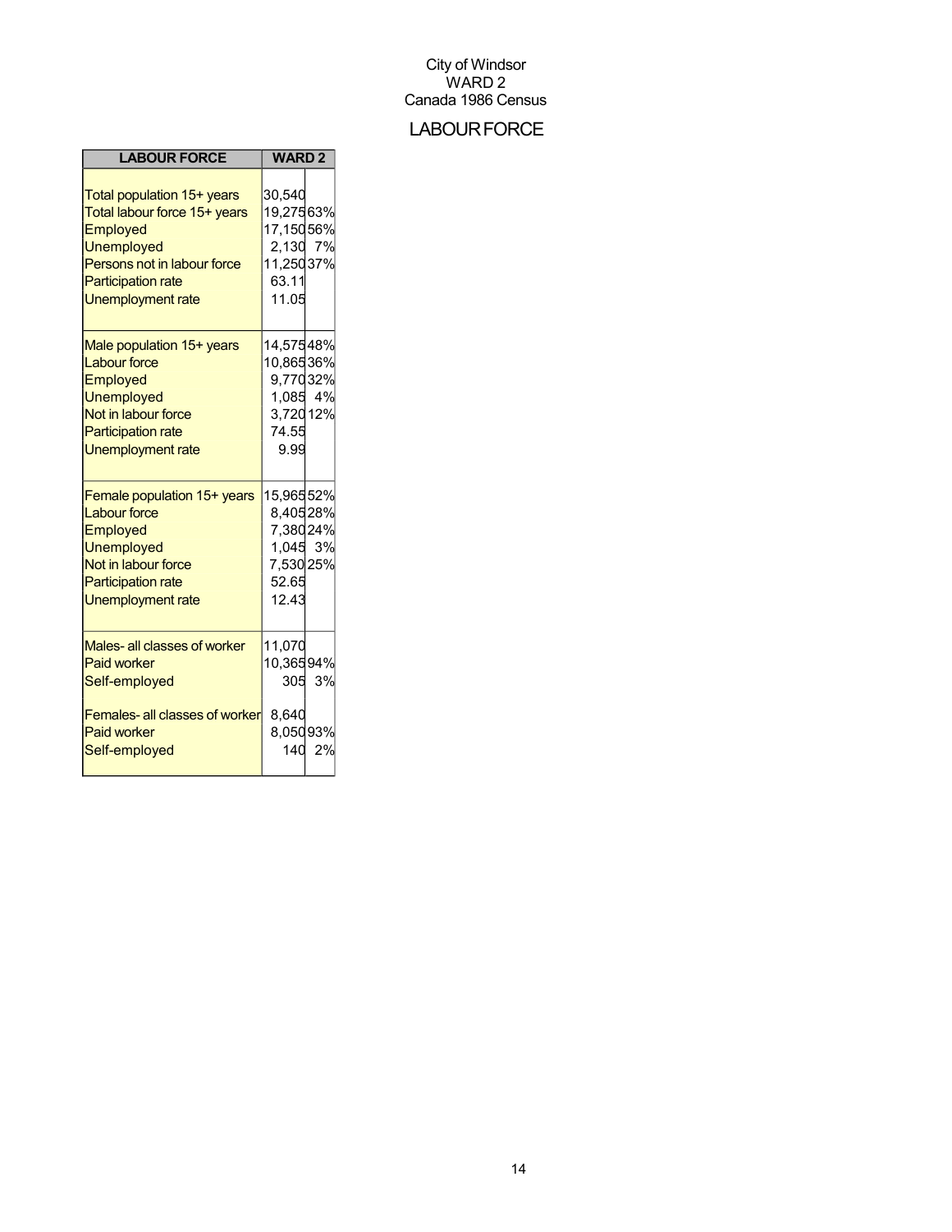City of Windsor
WARD 2
Canada 1986 Census

# LABOUR FORCE

| LABOUR FORCE | WARD 2 | |
|---|---|---|
| Total population 15+ years | 30,540 | |
| Total labour force 15+ years | 19,275 | 63% |
| Employed | 17,150 | 56% |
| Unemployed | 2,130 | 7% |
| Persons not in labour force | 11,250 | 37% |
| Participation rate | 63.11 | |
| Unemployment rate | 11.05 | |
| | | |
| Male population 15+ years | 14,575 | 48% |
| Labour force | 10,865 | 36% |
| Employed | 9,770 | 32% |
| Unemployed | 1,085 | 4% |
| Not in labour force | 3,720 | 12% |
| Participation rate | 74.55 | |
| Unemployment rate | 9.99 | |
| | | |
| Female population 15+ years | 15,965 | 52% |
| Labour force | 8,405 | 28% |
| Employed | 7,380 | 24% |
| Unemployed | 1,045 | 3% |
| Not in labour force | 7,530 | 25% |
| Participation rate | 52.65 | |
| Unemployment rate | 12.43 | |
| | | |
| Males- all classes of worker | 11,070 | |
| Paid worker | 10,365 | 94% |
| Self-employed | 305 | 3% |
| | | |
| Females- all classes of worker | 8,640 | |
| Paid worker | 8,050 | 93% |
| Self-employed | 140 | 2% |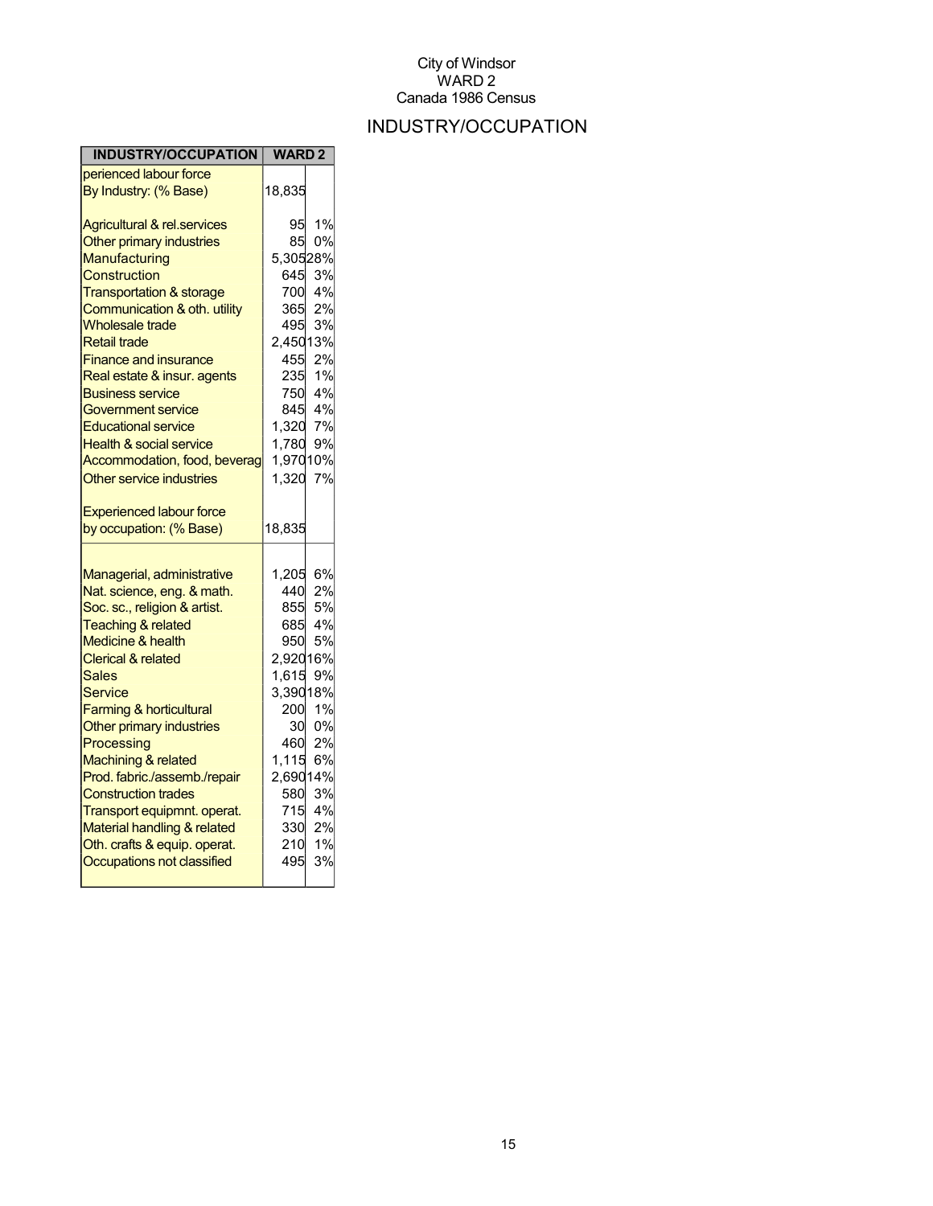City of Windsor
WARD 2
Canada 1986 Census

# INDUSTRY/OCCUPATION

| INDUSTRY/OCCUPATION | WARD 2 | |
|---|---|---|
| perienced labour force | | |
| By Industry: (% Base) | 18,835 | |
| Agricultural & rel.services | 95 | 1% |
| Other primary industries | 85 | 0% |
| Manufacturing | 5,305 | 28% |
| Construction | 645 | 3% |
| Transportation & storage | 700 | 4% |
| Communication & oth. utility | 365 | 2% |
| Wholesale trade | 495 | 3% |
| Retail trade | 2,450 | 13% |
| Finance and insurance | 455 | 2% |
| Real estate & insur. agents | 235 | 1% |
| Business service | 750 | 4% |
| Government service | 845 | 4% |
| Educational service | 1,320 | 7% |
| Health & social service | 1,780 | 9% |
| Accommodation, food, beverag | 1,970 | 10% |
| Other service industries | 1,320 | 7% |
| Experienced labour force | | |
| by occupation: (% Base) | 18,835 | |
| Managerial, administrative | 1,205 | 6% |
| Nat. science, eng. & math. | 440 | 2% |
| Soc. sc., religion & artist. | 855 | 5% |
| Teaching & related | 685 | 4% |
| Medicine & health | 950 | 5% |
| Clerical & related | 2,920 | 16% |
| Sales | 1,615 | 9% |
| Service | 3,390 | 18% |
| Farming & horticultural | 200 | 1% |
| Other primary industries | 30 | 0% |
| Processing | 460 | 2% |
| Machining & related | 1,115 | 6% |
| Prod. fabric./assemb./repair | 2,690 | 14% |
| Construction trades | 580 | 3% |
| Transport equipmnt. operat. | 715 | 4% |
| Material handling & related | 330 | 2% |
| Oth. crafts & equip. operat. | 210 | 1% |
| Occupations not classified | 495 | 3% |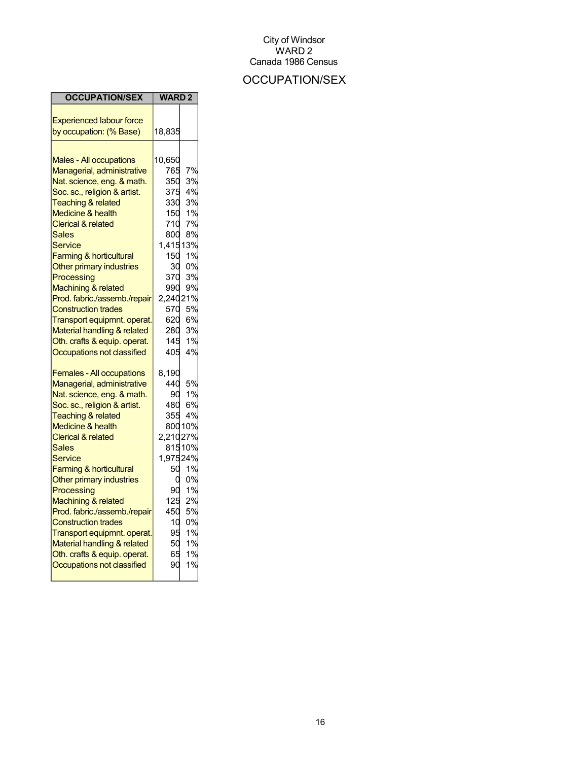City of Windsor
WARD 2
Canada 1986 Census

# OCCUPATION/SEX

| OCCUPATION/SEX | WARD 2 | |
|---|---|---|
| Experienced labour force by occupation: (% Base) | 18,835 | |
| Males - All occupations | 10,650 | |
| Managerial, administrative | 765 | 7% |
| Nat. science, eng. & math. | 350 | 3% |
| Soc. sc., religion & artist. | 375 | 4% |
| Teaching & related | 330 | 3% |
| Medicine & health | 150 | 1% |
| Clerical & related | 710 | 7% |
| Sales | 800 | 8% |
| Service | 1,415 | 13% |
| Farming & horticultural | 150 | 1% |
| Other primary industries | 30 | 0% |
| Processing | 370 | 3% |
| Machining & related | 990 | 9% |
| Prod. fabric./assemb./repair | 2,240 | 21% |
| Construction trades | 570 | 5% |
| Transport equipmnt. operat. | 620 | 6% |
| Material handling & related | 280 | 3% |
| Oth. crafts & equip. operat. | 145 | 1% |
| Occupations not classified | 405 | 4% |
| Females - All occupations | 8,190 | |
| Managerial, administrative | 440 | 5% |
| Nat. science, eng. & math. | 90 | 1% |
| Soc. sc., religion & artist. | 480 | 6% |
| Teaching & related | 355 | 4% |
| Medicine & health | 800 | 10% |
| Clerical & related | 2,210 | 27% |
| Sales | 815 | 10% |
| Service | 1,975 | 24% |
| Farming & horticultural | 50 | 1% |
| Other primary industries | 0 | 0% |
| Processing | 90 | 1% |
| Machining & related | 125 | 2% |
| Prod. fabric./assemb./repair | 450 | 5% |
| Construction trades | 10 | 0% |
| Transport equipmnt. operat. | 95 | 1% |
| Material handling & related | 50 | 1% |
| Oth. crafts & equip. operat. | 65 | 1% |
| Occupations not classified | 90 | 1% |